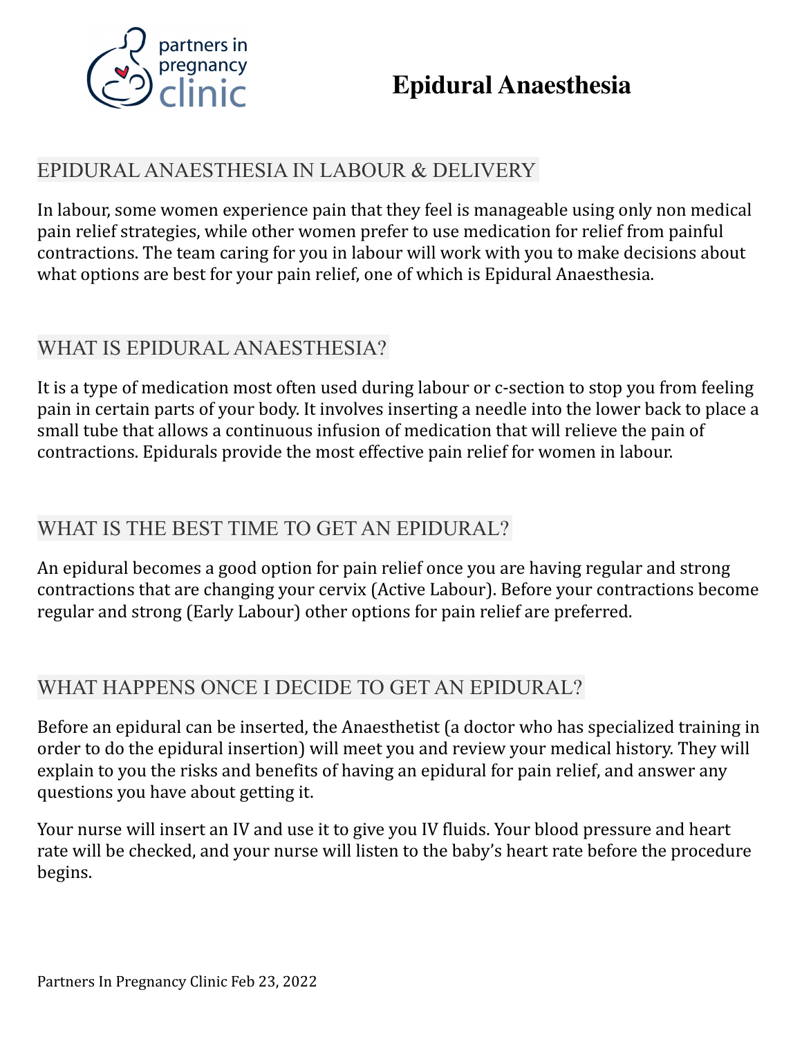# Epidural Anaesthesia

## EPIDURAL ANAESTHESIA IN LABOUR & DELIVERY

In labour, some women experience pain that they feel is manageable using only non medical pain relief strategies, while other women prefer to use medication for relief from painful contractions. The team caring for you in labour will work with you to make decisions about what options are best for your pain relief, one of which is Epidural Anaesthesia.

## WHAT IS EPIDURAL ANAESTHESIA?

It is a type of medication most often used during labour or c-section to stop you from feeling pain in certain parts of your body. It involves inserting a needle into the lower back to place a small tube that allows a continuous infusion of medication that will relieve the pain of contractions. Epidurals provide the most effective pain relief for women in labour.

## WHAT IS THE BEST TIME TO GET AN EPIDURAL?

An epidural becomes a good option for pain relief once you are having regular and strong contractions that are changing your cervix (Active Labour). Before your contractions become regular and strong (Early Labour) other options for pain relief are preferred.

## WHAT HAPPENS ONCE I DECIDE TO GET AN EPIDURAL?

Before an epidural can be inserted, the Anaesthetist (a doctor who has specialized training in order to do the epidural insertion) will meet you and review your medical history. They will explain to you the risks and benefits of having an epidural for pain relief, and answer any questions you have about getting it.

Your nurse will insert an IV and use it to give you IV fluids. Your blood pressure and heart rate will be checked, and your nurse will listen to the baby's heart rate before the procedure begins.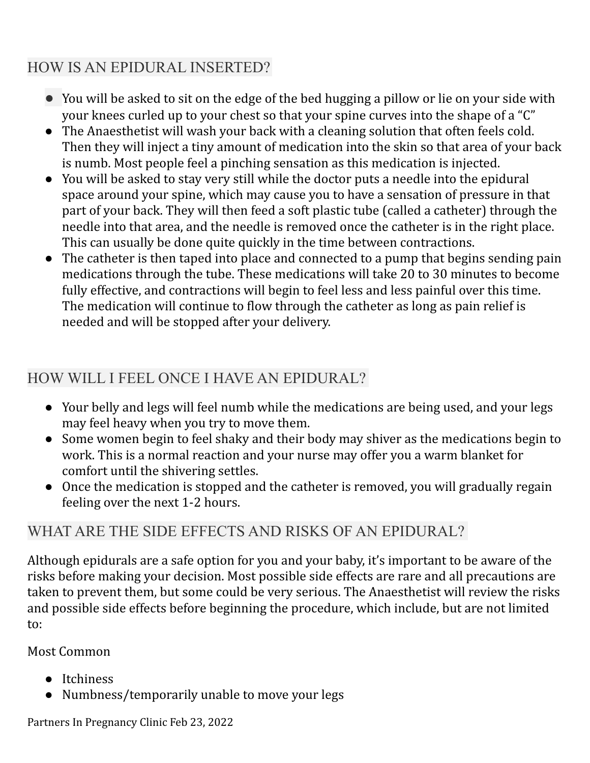## HOW IS AN EPIDURAL INSERTED?

- You will be asked to sit on the edge of the bed hugging a pillow or lie on your side with your knees curled up to your chest so that your spine curves into the shape of a “C”
- The Anaesthetist will wash your back with a cleaning solution that often feels cold. Then they will inject a tiny amount of medication into the skin so that area of your back is numb. Most people feel a pinching sensation as this medication is injected.
- You will be asked to stay very still while the doctor puts a needle into the epidural space around your spine, which may cause you to have a sensation of pressure in that part of your back. They will then feed a soft plastic tube (called a catheter) through the needle into that area, and the needle is removed once the catheter is in the right place. This can usually be done quite quickly in the time between contractions.
- The catheter is then taped into place and connected to a pump that begins sending pain medications through the tube. These medications will take 20 to 30 minutes to become fully effective, and contractions will begin to feel less and less painful over this time. The medication will continue to flow through the catheter as long as pain relief is needed and will be stopped after your delivery.

## HOW WILL I FEEL ONCE I HAVE AN EPIDURAL?

- Your belly and legs will feel numb while the medications are being used, and your legs may feel heavy when you try to move them.
- Some women begin to feel shaky and their body may shiver as the medications begin to work. This is a normal reaction and your nurse may offer you a warm blanket for comfort until the shivering settles.
- Once the medication is stopped and the catheter is removed, you will gradually regain feeling over the next 1-2 hours.

## WHAT ARE THE SIDE EFFECTS AND RISKS OF AN EPIDURAL?

Although epidurals are a safe option for you and your baby, it’s important to be aware of the risks before making your decision. Most possible side effects are rare and all precautions are taken to prevent them, but some could be very serious. The Anaesthetist will review the risks and possible side effects before beginning the procedure, which include, but are not limited to:

Most Common

- Itchiness
- Numbness/temporarily unable to move your legs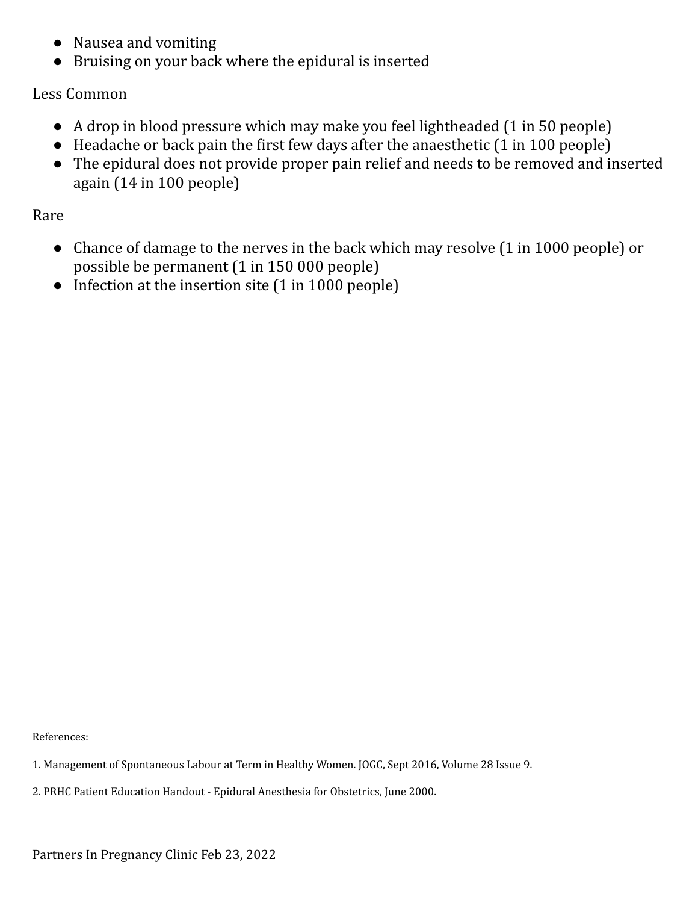- Nausea and vomiting
- Bruising on your back where the epidural is inserted

Less Common

- A drop in blood pressure which may make you feel lightheaded (1 in 50 people)
- Headache or back pain the first few days after the anaesthetic (1 in 100 people)
- The epidural does not provide proper pain relief and needs to be removed and inserted again (14 in 100 people)

Rare

- Chance of damage to the nerves in the back which may resolve (1 in 1000 people) or possible be permanent (1 in 150 000 people)
- Infection at the insertion site (1 in 1000 people)

References:

1. Management of Spontaneous Labour at Term in Healthy Women. JOGC, Sept 2016, Volume 28 Issue 9.

2. PRHC Patient Education Handout - Epidural Anesthesia for Obstetrics, June 2000.

Partners In Pregnancy Clinic Feb 23, 2022